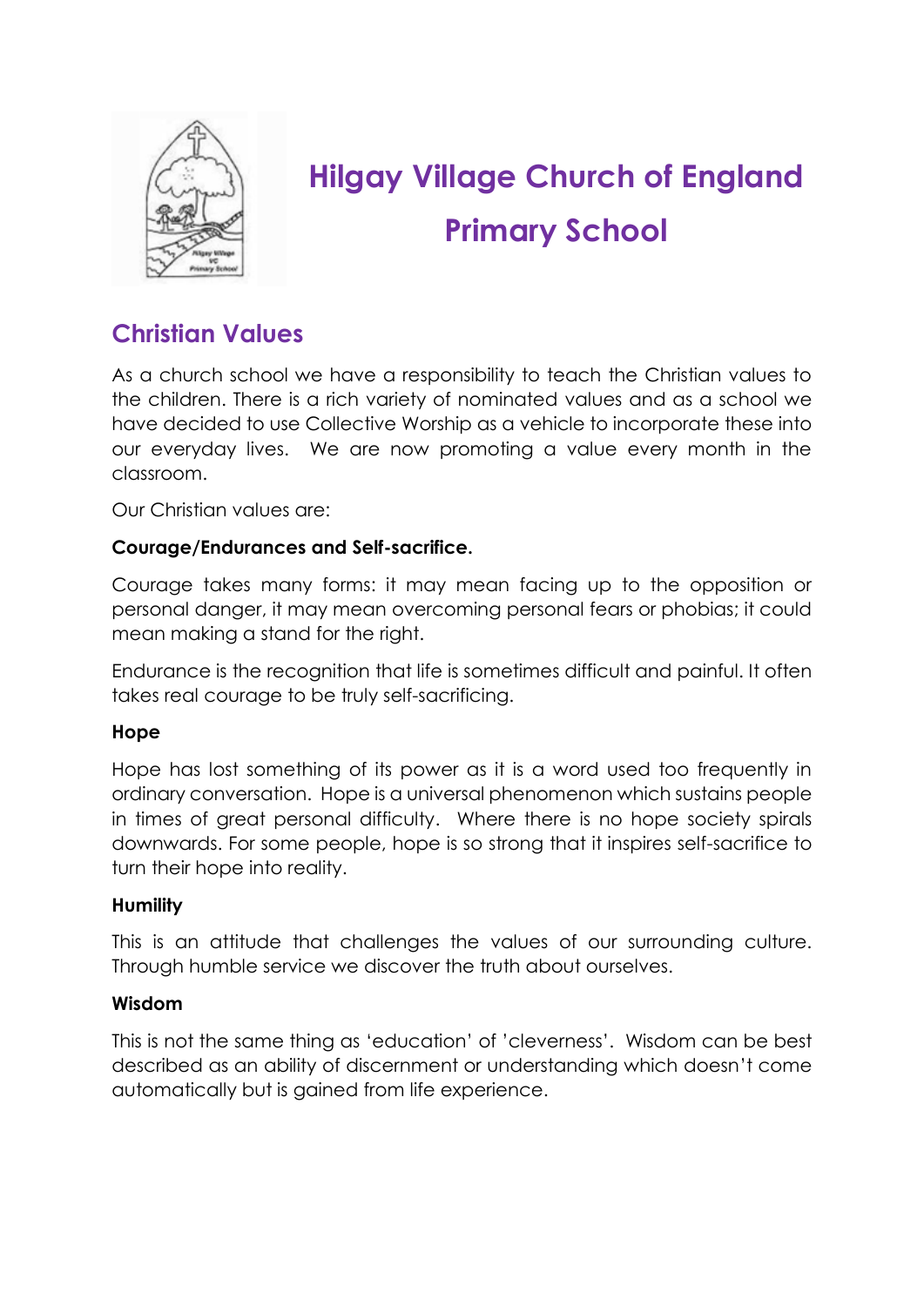# Hilgay Village Church of England Primary School

## Christian Values

As a church school we have a responsibility to teach the Christian values to the children. There is a rich variety of nominated values and as a school we have decided to use Collective Worship as a vehicle to incorporate these into our everyday lives. We are now promoting a value every month in the classroom.

Our Christian values are:

**Courage/Endurances and Self-sacrifice.**

Courage takes many forms: it may mean facing up to the opposition or personal danger, it may mean overcoming personal fears or phobias; it could mean making a stand for the right.

Endurance is the recognition that life is sometimes difficult and painful. It often takes real courage to be truly self-sacrificing.

**Hope**

Hope has lost something of its power as it is a word used too frequently in ordinary conversation. Hope is a universal phenomenon which sustains people in times of great personal difficulty. Where there is no hope society spirals downwards. For some people, hope is so strong that it inspires self-sacrifice to turn their hope into reality.

**Humility**

This is an attitude that challenges the values of our surrounding culture. Through humble service we discover the truth about ourselves.

**Wisdom**

This is not the same thing as 'education' of 'cleverness'. Wisdom can be best described as an ability of discernment or understanding which doesn't come automatically but is gained from life experience.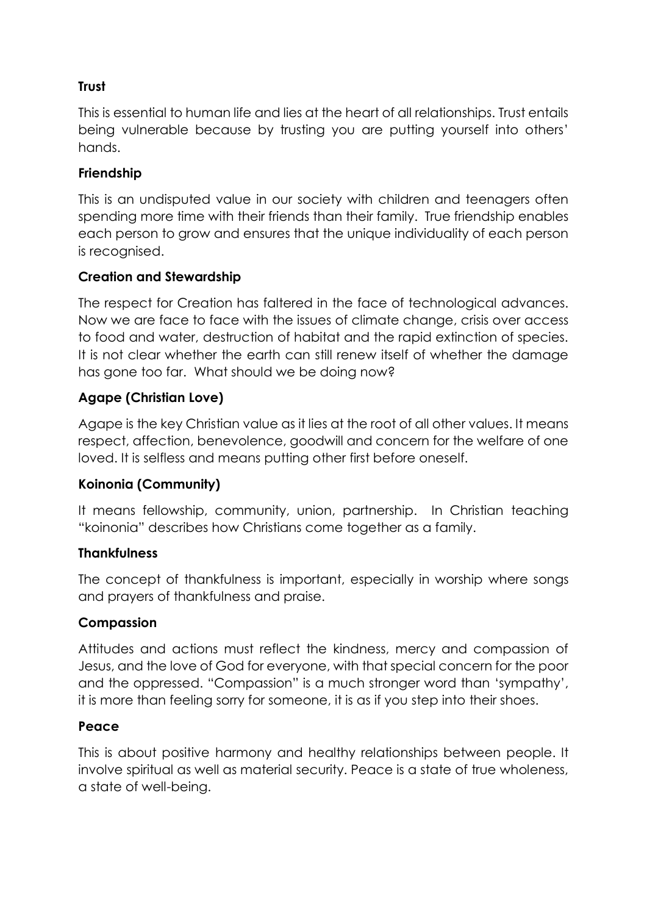**Trust**

This is essential to human life and lies at the heart of all relationships. Trust entails being vulnerable because by trusting you are putting yourself into others' hands.

**Friendship**

This is an undisputed value in our society with children and teenagers often spending more time with their friends than their family. True friendship enables each person to grow and ensures that the unique individuality of each person is recognised.

**Creation and Stewardship**

The respect for Creation has faltered in the face of technological advances. Now we are face to face with the issues of climate change, crisis over access to food and water, destruction of habitat and the rapid extinction of species. It is not clear whether the earth can still renew itself of whether the damage has gone too far. What should we be doing now?

**Agape (Christian Love)**

Agape is the key Christian value as it lies at the root of all other values. It means respect, affection, benevolence, goodwill and concern for the welfare of one loved. It is selfless and means putting other first before oneself.

**Koinonia (Community)**

It means fellowship, community, union, partnership. In Christian teaching "koinonia" describes how Christians come together as a family.

**Thankfulness**

The concept of thankfulness is important, especially in worship where songs and prayers of thankfulness and praise.

**Compassion**

Attitudes and actions must reflect the kindness, mercy and compassion of Jesus, and the love of God for everyone, with that special concern for the poor and the oppressed. "Compassion" is a much stronger word than 'sympathy', it is more than feeling sorry for someone, it is as if you step into their shoes.

**Peace**

This is about positive harmony and healthy relationships between people. It involve spiritual as well as material security. Peace is a state of true wholeness, a state of well-being.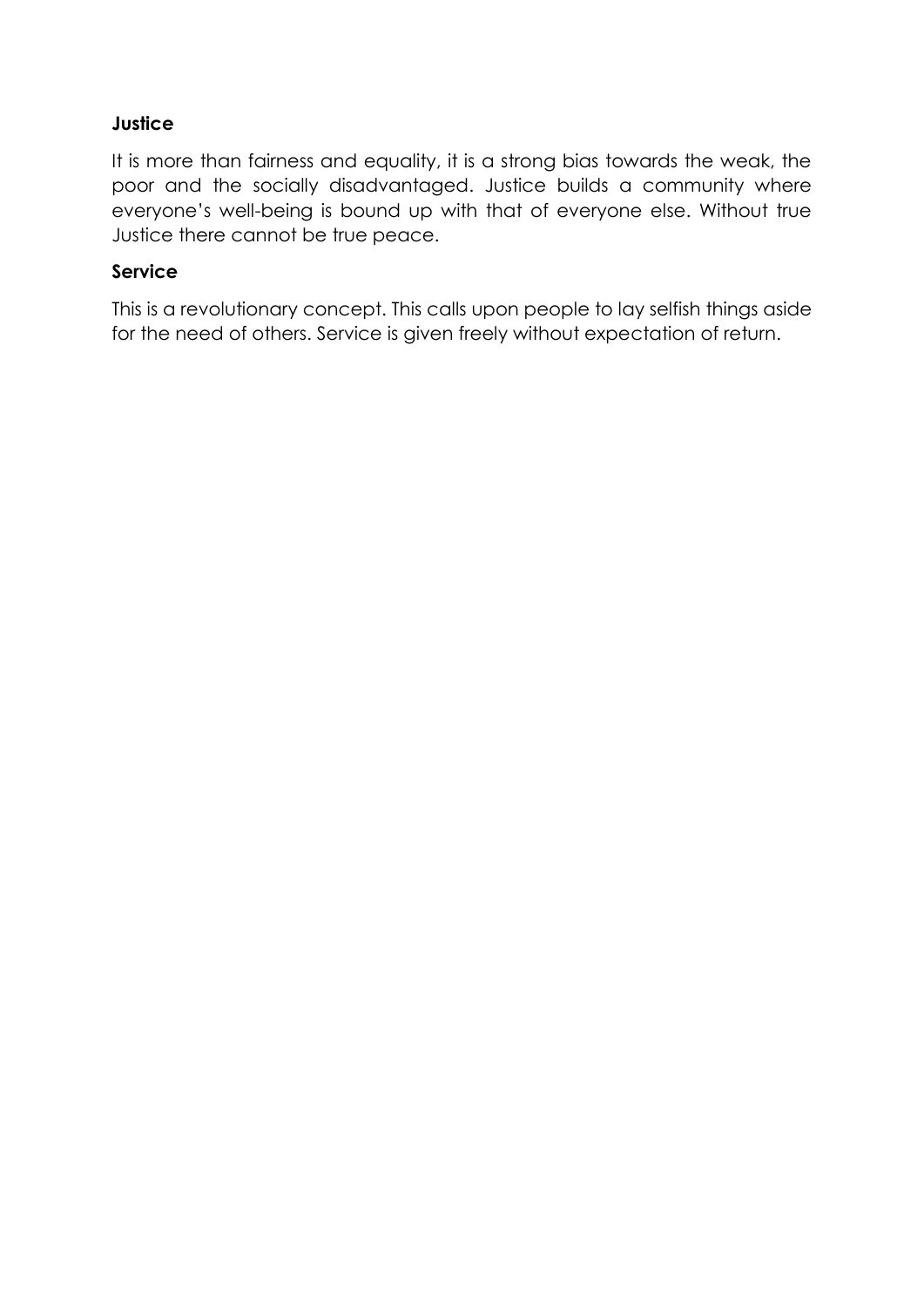**Justice**

It is more than fairness and equality, it is a strong bias towards the weak, the poor and the socially disadvantaged. Justice builds a community where everyone's well-being is bound up with that of everyone else. Without true Justice there cannot be true peace.

**Service**

This is a revolutionary concept. This calls upon people to lay selfish things aside for the need of others. Service is given freely without expectation of return.